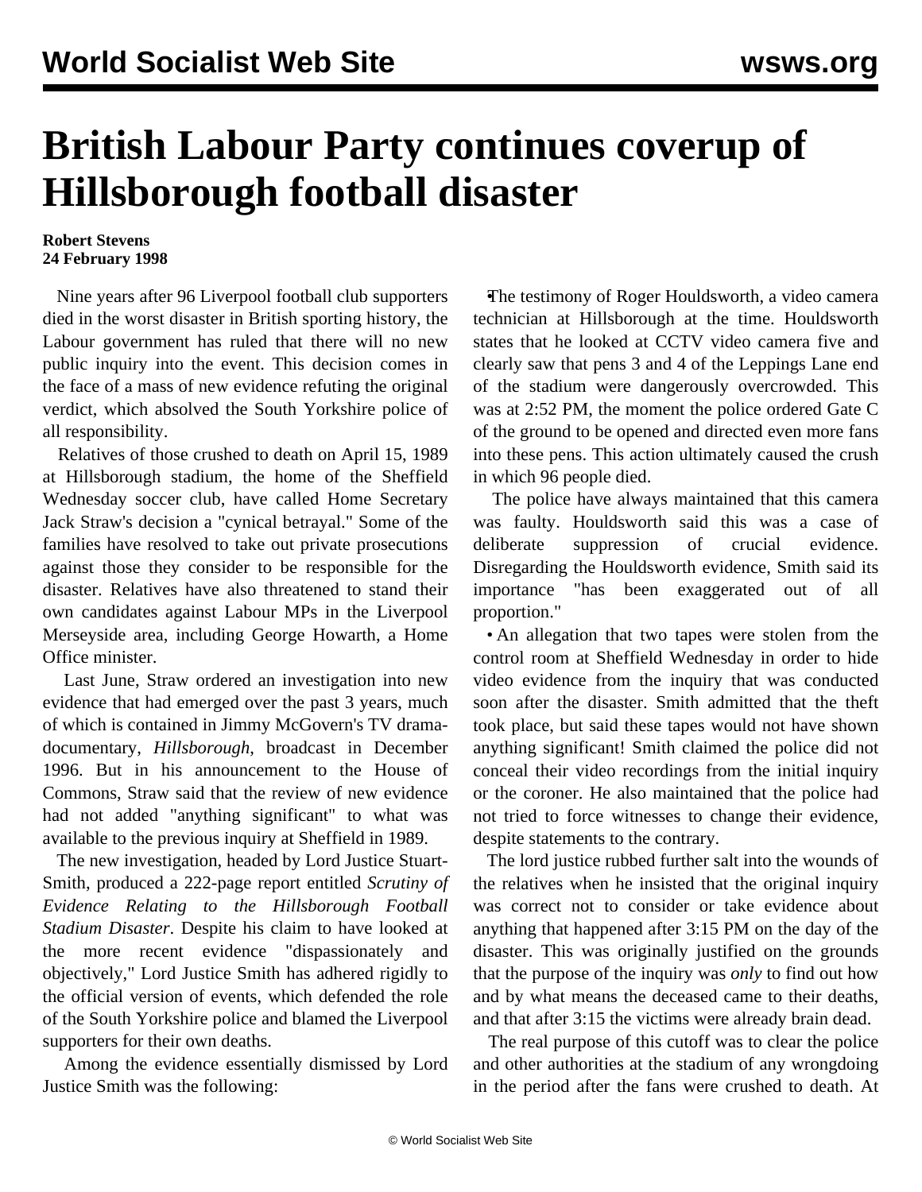# British Labour Party continues coverup of Hillsborough football disaster

**Robert Stevens**
**24 February 1998**

Nine years after 96 Liverpool football club supporters died in the worst disaster in British sporting history, the Labour government has ruled that there will no new public inquiry into the event. This decision comes in the face of a mass of new evidence refuting the original verdict, which absolved the South Yorkshire police of all responsibility.

Relatives of those crushed to death on April 15, 1989 at Hillsborough stadium, the home of the Sheffield Wednesday soccer club, have called Home Secretary Jack Straw's decision a "cynical betrayal." Some of the families have resolved to take out private prosecutions against those they consider to be responsible for the disaster. Relatives have also threatened to stand their own candidates against Labour MPs in the Liverpool Merseyside area, including George Howarth, a Home Office minister.

Last June, Straw ordered an investigation into new evidence that had emerged over the past 3 years, much of which is contained in Jimmy McGovern's TV drama-documentary, *Hillsborough*, broadcast in December 1996. But in his announcement to the House of Commons, Straw said that the review of new evidence had not added "anything significant" to what was available to the previous inquiry at Sheffield in 1989.

The new investigation, headed by Lord Justice Stuart-Smith, produced a 222-page report entitled *Scrutiny of Evidence Relating to the Hillsborough Football Stadium Disaster*. Despite his claim to have looked at the more recent evidence "dispassionately and objectively," Lord Justice Smith has adhered rigidly to the official version of events, which defended the role of the South Yorkshire police and blamed the Liverpool supporters for their own deaths.

Among the evidence essentially dismissed by Lord Justice Smith was the following:

• The testimony of Roger Houldsworth, a video camera technician at Hillsborough at the time. Houldsworth states that he looked at CCTV video camera five and clearly saw that pens 3 and 4 of the Leppings Lane end of the stadium were dangerously overcrowded. This was at 2:52 PM, the moment the police ordered Gate C of the ground to be opened and directed even more fans into these pens. This action ultimately caused the crush in which 96 people died.

The police have always maintained that this camera was faulty. Houldsworth said this was a case of deliberate suppression of crucial evidence. Disregarding the Houldsworth evidence, Smith said its importance "has been exaggerated out of all proportion."

• An allegation that two tapes were stolen from the control room at Sheffield Wednesday in order to hide video evidence from the inquiry that was conducted soon after the disaster. Smith admitted that the theft took place, but said these tapes would not have shown anything significant! Smith claimed the police did not conceal their video recordings from the initial inquiry or the coroner. He also maintained that the police had not tried to force witnesses to change their evidence, despite statements to the contrary.

The lord justice rubbed further salt into the wounds of the relatives when he insisted that the original inquiry was correct not to consider or take evidence about anything that happened after 3:15 PM on the day of the disaster. This was originally justified on the grounds that the purpose of the inquiry was *only* to find out how and by what means the deceased came to their deaths, and that after 3:15 the victims were already brain dead.

The real purpose of this cutoff was to clear the police and other authorities at the stadium of any wrongdoing in the period after the fans were crushed to death. At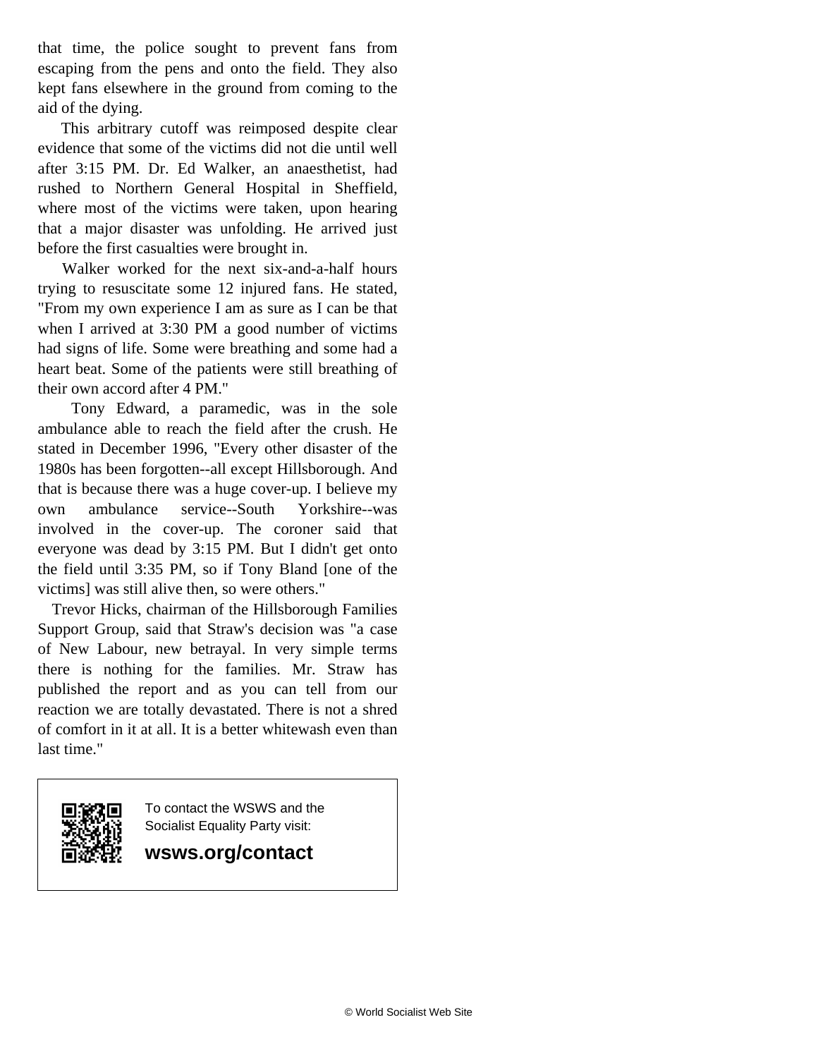that time, the police sought to prevent fans from escaping from the pens and onto the field. They also kept fans elsewhere in the ground from coming to the aid of the dying.

This arbitrary cutoff was reimposed despite clear evidence that some of the victims did not die until well after 3:15 PM. Dr. Ed Walker, an anaesthetist, had rushed to Northern General Hospital in Sheffield, where most of the victims were taken, upon hearing that a major disaster was unfolding. He arrived just before the first casualties were brought in.

Walker worked for the next six-and-a-half hours trying to resuscitate some 12 injured fans. He stated, "From my own experience I am as sure as I can be that when I arrived at 3:30 PM a good number of victims had signs of life. Some were breathing and some had a heart beat. Some of the patients were still breathing of their own accord after 4 PM."

Tony Edward, a paramedic, was in the sole ambulance able to reach the field after the crush. He stated in December 1996, "Every other disaster of the 1980s has been forgotten--all except Hillsborough. And that is because there was a huge cover-up. I believe my own ambulance service--South Yorkshire--was involved in the cover-up. The coroner said that everyone was dead by 3:15 PM. But I didn't get onto the field until 3:35 PM, so if Tony Bland [one of the victims] was still alive then, so were others."

Trevor Hicks, chairman of the Hillsborough Families Support Group, said that Straw's decision was "a case of New Labour, new betrayal. In very simple terms there is nothing for the families. Mr. Straw has published the report and as you can tell from our reaction we are totally devastated. There is not a shred of comfort in it at all. It is a better whitewash even than last time."

To contact the WSWS and the Socialist Equality Party visit:

**wsws.org/contact**